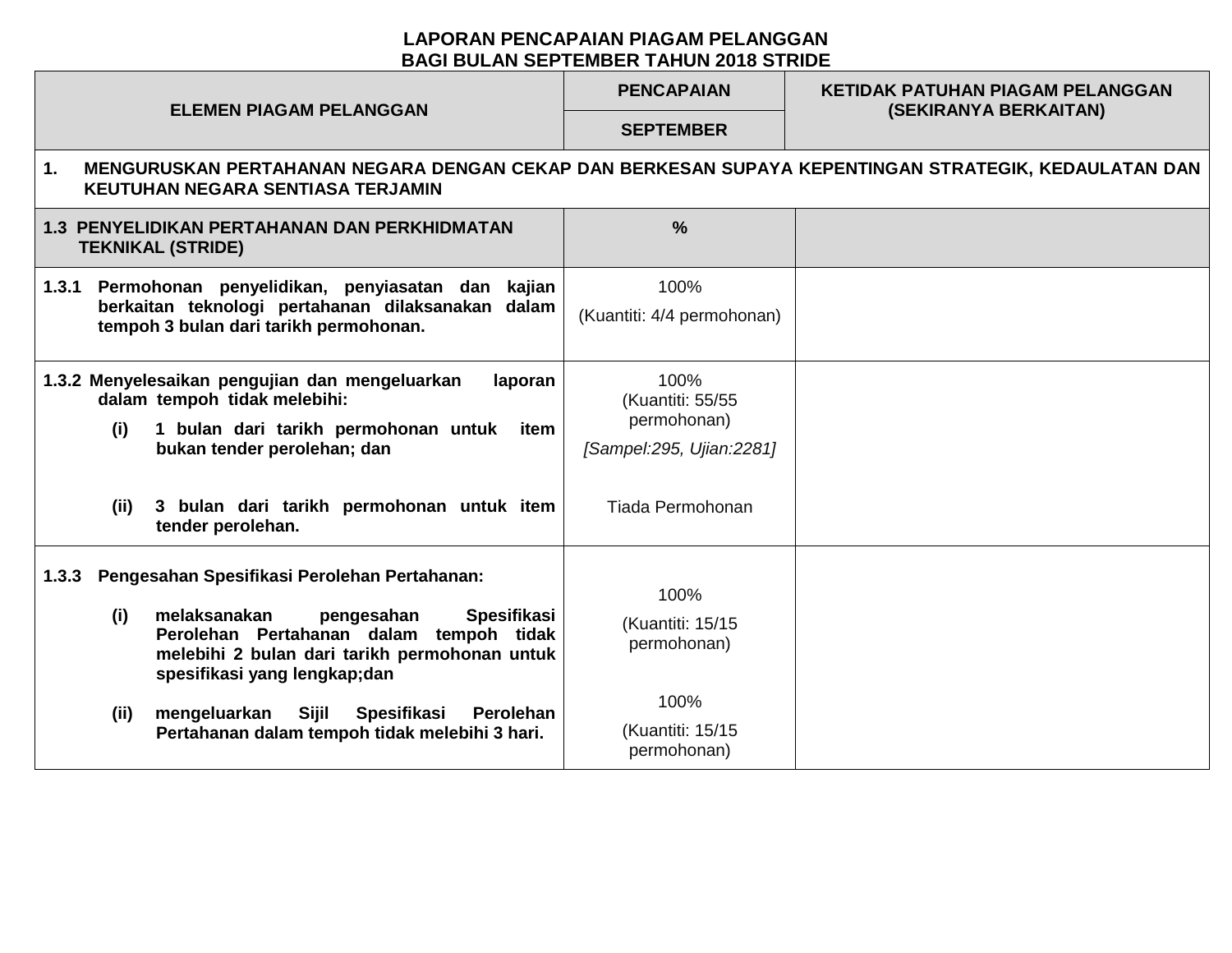# LAPORAN PENCAPAIAN PIAGAM PELANGGAN
## BAGI BULAN SEPTEMBER TAHUN 2018 STRIDE

| ELEMEN PIAGAM PELANGGAN | PENCAPAIAN | KETIDAK PATUHAN PIAGAM PELANGGAN (SEKIRANYA BERKAITAN) |
|---|---|---|
| | SEPTEMBER | |
| **1. MENGURUSKAN PERTAHANAN NEGARA DENGAN CEKAP DAN BERKESAN SUPAYA KEPENTINGAN STRATEGIK, KEDAULATAN DAN KEUTUHAN NEGARA SENTIASA TERJAMIN** | | |
| **1.3 PENYELIDIKAN PERTAHANAN DAN PERKHIDMATAN TEKNIKAL (STRIDE)** | **%** | |
| **1.3.1 Permohonan penyelidikan, penyiasatan dan kajian berkaitan teknologi pertahanan dilaksanakan dalam tempoh 3 bulan dari tarikh permohonan.** | 100% (Kuantiti: 4/4 permohonan) | |
| **1.3.2 Menyelesaikan pengujian dan mengeluarkan laporan dalam tempoh tidak melebihi:** | | |
| **(i) 1 bulan dari tarikh permohonan untuk item bukan tender perolehan; dan** | 100% (Kuantiti: 55/55 permohonan) *[Sampel:295, Ujian:2281]* | |
| **(ii) 3 bulan dari tarikh permohonan untuk item tender perolehan.** | Tiada Permohonan | |
| **1.3.3 Pengesahan Spesifikasi Perolehan Pertahanan:** | | |
| **(i) melaksanakan pengesahan Spesifikasi Perolehan Pertahanan dalam tempoh tidak melebihi 2 bulan dari tarikh permohonan untuk spesifikasi yang lengkap;dan** | 100% (Kuantiti: 15/15 permohonan) | |
| **(ii) mengeluarkan Sijil Spesifikasi Perolehan Pertahanan dalam tempoh tidak melebihi 3 hari.** | 100% (Kuantiti: 15/15 permohonan) | |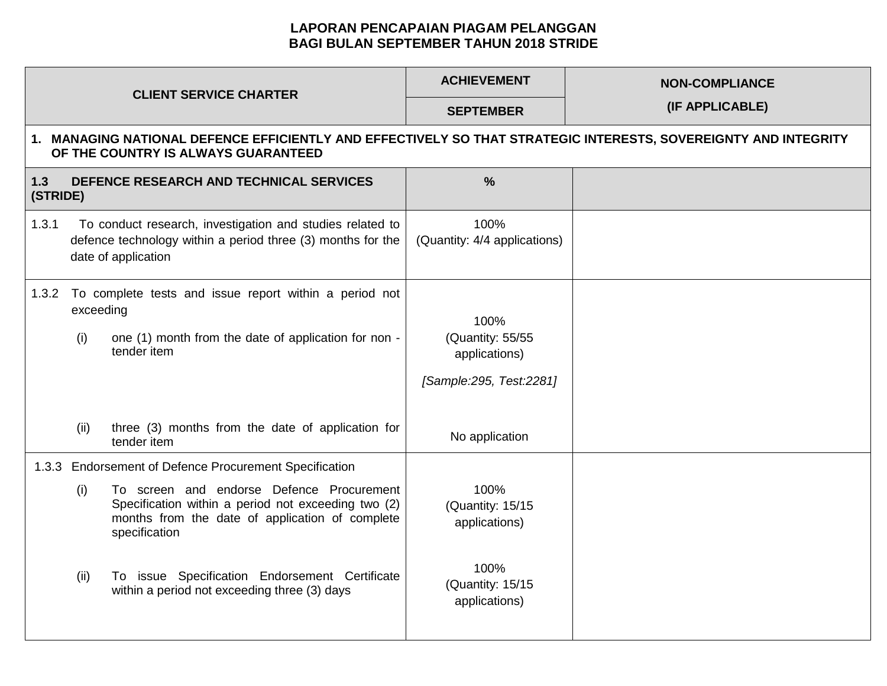# LAPORAN PENCAPAIAN PIAGAM PELANGGAN
## BAGI BULAN SEPTEMBER TAHUN 2018 STRIDE

| CLIENT SERVICE CHARTER | ACHIEVEMENT | NON-COMPLIANCE (IF APPLICABLE) |
|---|---|---|
| | SEPTEMBER | |
| **1. MANAGING NATIONAL DEFENCE EFFICIENTLY AND EFFECTIVELY SO THAT STRATEGIC INTERESTS, SOVEREIGNTY AND INTEGRITY OF THE COUNTRY IS ALWAYS GUARANTEED** | | |
| **1.3 DEFENCE RESEARCH AND TECHNICAL SERVICES (STRIDE)** | **%** | |
| 1.3.1 To conduct research, investigation and studies related to defence technology within a period three (3) months for the date of application | 100% (Quantity: 4/4 applications) | |
| 1.3.2 To complete tests and issue report within a period not exceeding | | |
| (i) one (1) month from the date of application for non - tender item | 100% (Quantity: 55/55 applications) *[Sample:295, Test:2281]* | |
| (ii) three (3) months from the date of application for tender item | No application | |
| 1.3.3 Endorsement of Defence Procurement Specification | | |
| (i) To screen and endorse Defence Procurement Specification within a period not exceeding two (2) months from the date of application of complete specification | 100% (Quantity: 15/15 applications) | |
| (ii) To issue Specification Endorsement Certificate within a period not exceeding three (3) days | 100% (Quantity: 15/15 applications) | |